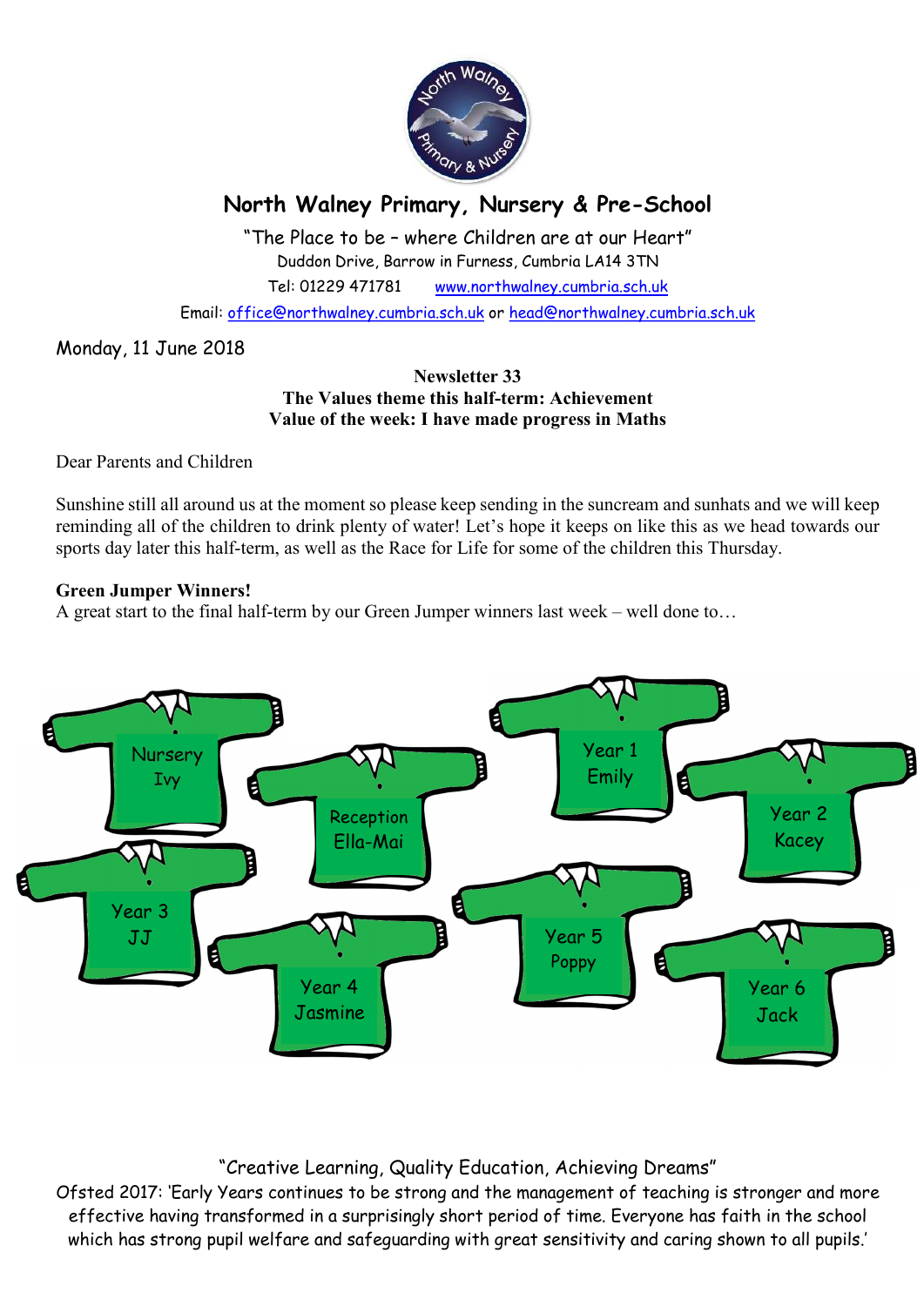# North Walney Primary, Nursery & Pre-School

"The Place to be – where Children are at our Heart"

Duddon Drive, Barrow in Furness, Cumbria LA14 3TN

Tel: 01229 471781 www.northwalney.cumbria.sch.uk

Email: office@northwalney.cumbria.sch.uk or head@northwalney.cumbria.sch.uk

Monday, 11 June 2018

**Newsletter 33**
**The Values theme this half-term: Achievement**
**Value of the week: I have made progress in Maths**

Dear Parents and Children

Sunshine still all around us at the moment so please keep sending in the suncream and sunhats and we will keep reminding all of the children to drink plenty of water! Let's hope it keeps on like this as we head towards our sports day later this half-term, as well as the Race for Life for some of the children this Thursday.

**Green Jumper Winners!**

A great start to the final half-term by our Green Jumper winners last week – well done to…

Nursery
Ivy

Reception
Ella-Mai

Year 1
Emily

Year 2
Kacey

Year 3
JJ

Year 4
Jasmine

Year 5
Poppy

Year 6
Jack

"Creative Learning, Quality Education, Achieving Dreams"

Ofsted 2017: 'Early Years continues to be strong and the management of teaching is stronger and more effective having transformed in a surprisingly short period of time. Everyone has faith in the school which has strong pupil welfare and safeguarding with great sensitivity and caring shown to all pupils.'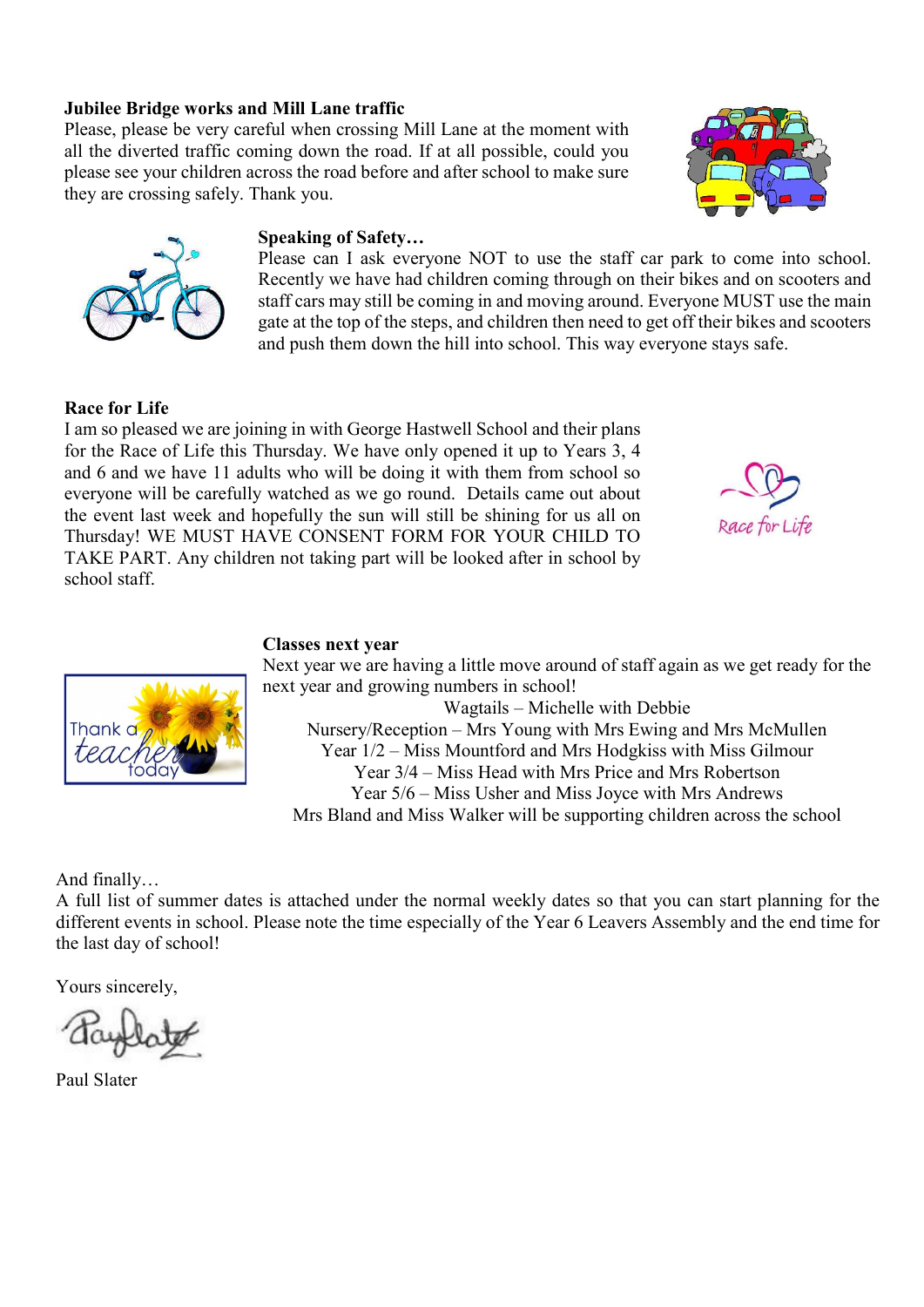**Jubilee Bridge works and Mill Lane traffic**

Please, please be very careful when crossing Mill Lane at the moment with all the diverted traffic coming down the road. If at all possible, could you please see your children across the road before and after school to make sure they are crossing safely. Thank you.

**Speaking of Safety…**

Please can I ask everyone NOT to use the staff car park to come into school. Recently we have had children coming through on their bikes and on scooters and staff cars may still be coming in and moving around. Everyone MUST use the main gate at the top of the steps, and children then need to get off their bikes and scooters and push them down the hill into school. This way everyone stays safe.

**Race for Life**

I am so pleased we are joining in with George Hastwell School and their plans for the Race of Life this Thursday. We have only opened it up to Years 3, 4 and 6 and we have 11 adults who will be doing it with them from school so everyone will be carefully watched as we go round. Details came out about the event last week and hopefully the sun will still be shining for us all on Thursday! WE MUST HAVE CONSENT FORM FOR YOUR CHILD TO TAKE PART. Any children not taking part will be looked after in school by school staff.

**Classes next year**

Next year we are having a little move around of staff again as we get ready for the next year and growing numbers in school!

Wagtails – Michelle with Debbie
Nursery/Reception – Mrs Young with Mrs Ewing and Mrs McMullen
Year 1/2 – Miss Mountford and Mrs Hodgkiss with Miss Gilmour
Year 3/4 – Miss Head with Mrs Price and Mrs Robertson
Year 5/6 – Miss Usher and Miss Joyce with Mrs Andrews
Mrs Bland and Miss Walker will be supporting children across the school

And finally…

A full list of summer dates is attached under the normal weekly dates so that you can start planning for the different events in school. Please note the time especially of the Year 6 Leavers Assembly and the end time for the last day of school!

Yours sincerely,

Paul Slater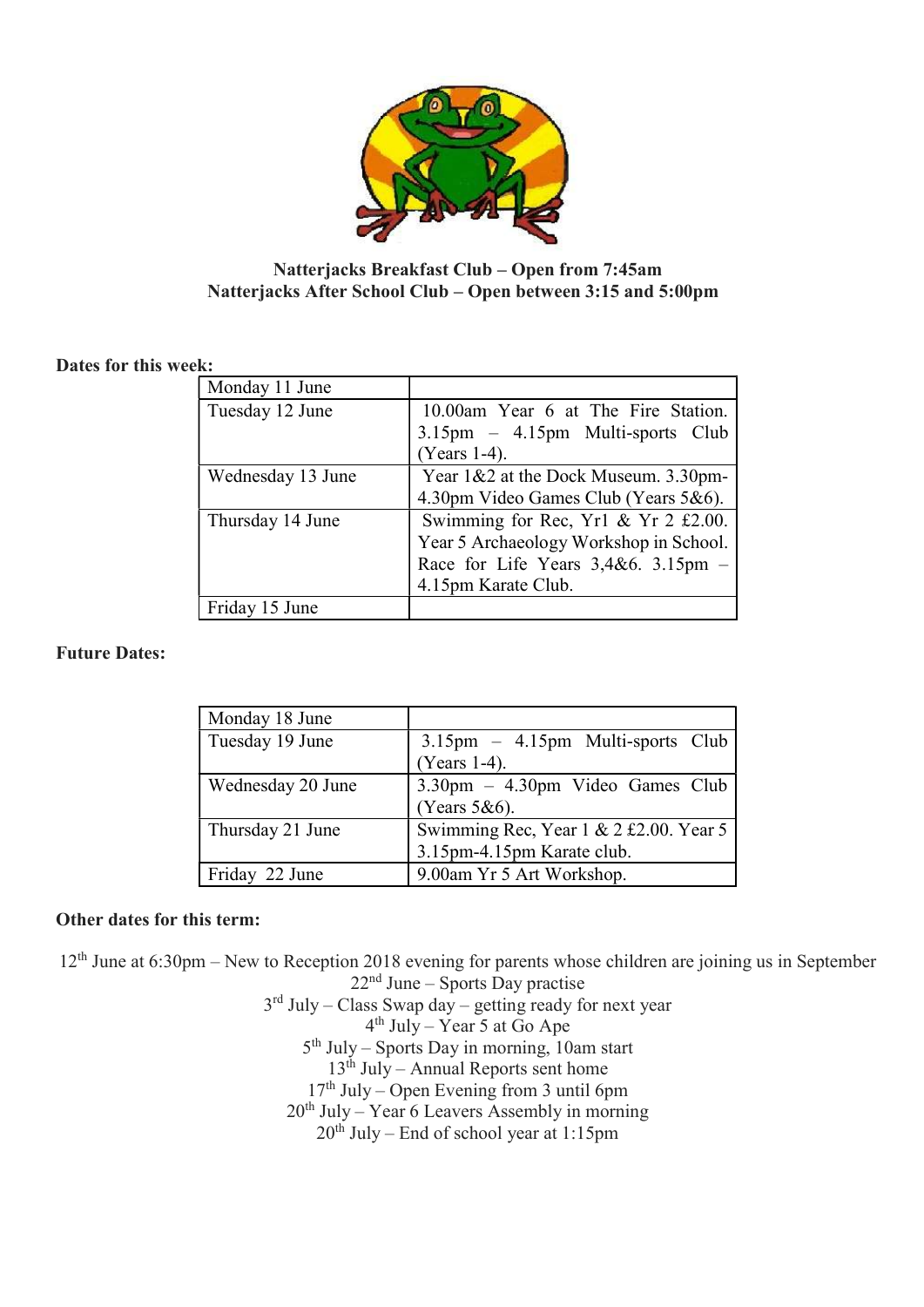**Natterjacks Breakfast Club – Open from 7:45am**
**Natterjacks After School Club – Open between 3:15 and 5:00pm**

**Dates for this week:**

| | |
|---|---|
| Monday 11 June | |
| Tuesday 12 June | 10.00am Year 6 at The Fire Station. 3.15pm – 4.15pm Multi-sports Club (Years 1-4). |
| Wednesday 13 June | Year 1&2 at the Dock Museum. 3.30pm-4.30pm Video Games Club (Years 5&6). |
| Thursday 14 June | Swimming for Rec, Yr1 & Yr 2 £2.00. Year 5 Archaeology Workshop in School. Race for Life Years 3,4&6. 3.15pm – 4.15pm Karate Club. |
| Friday 15 June | |

**Future Dates:**

| | |
|---|---|
| Monday 18 June | |
| Tuesday 19 June | 3.15pm – 4.15pm Multi-sports Club (Years 1-4). |
| Wednesday 20 June | 3.30pm – 4.30pm Video Games Club (Years 5&6). |
| Thursday 21 June | Swimming Rec, Year 1 & 2 £2.00. Year 5 3.15pm-4.15pm Karate club. |
| Friday 22 June | 9.00am Yr 5 Art Workshop. |

**Other dates for this term:**

12th June at 6:30pm – New to Reception 2018 evening for parents whose children are joining us in September
22nd June – Sports Day practise
3rd July – Class Swap day – getting ready for next year
4th July – Year 5 at Go Ape
5th July – Sports Day in morning, 10am start
13th July – Annual Reports sent home
17th July – Open Evening from 3 until 6pm
20th July – Year 6 Leavers Assembly in morning
20th July – End of school year at 1:15pm